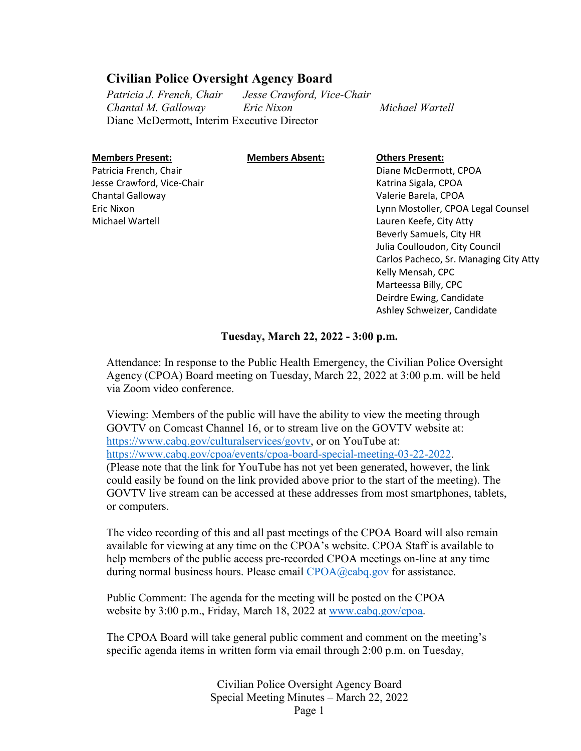## Civilian Police Oversight Agency Board

*Patricia J. French, Chair* *Jesse Crawford, Vice-Chair*
*Chantal M. Galloway* *Eric Nixon* *Michael Wartell*
Diane McDermott, Interim Executive Director

| **Members Present:** | **Members Absent:** | **Others Present:** |
|---|---|---|
| Patricia French, Chair | | Diane McDermott, CPOA |
| Jesse Crawford, Vice-Chair | | Katrina Sigala, CPOA |
| Chantal Galloway | | Valerie Barela, CPOA |
| Eric Nixon | | Lynn Mostoller, CPOA Legal Counsel |
| Michael Wartell | | Lauren Keefe, City Atty |
| | | Beverly Samuels, City HR |
| | | Julia Coulloudon, City Council |
| | | Carlos Pacheco, Sr. Managing City Atty |
| | | Kelly Mensah, CPC |
| | | Marteessa Billy, CPC |
| | | Deirdre Ewing, Candidate |
| | | Ashley Schweizer, Candidate |

**Tuesday, March 22, 2022 - 3:00 p.m.**

Attendance: In response to the Public Health Emergency, the Civilian Police Oversight Agency (CPOA) Board meeting on Tuesday, March 22, 2022 at 3:00 p.m. will be held via Zoom video conference.

Viewing: Members of the public will have the ability to view the meeting through GOVTV on Comcast Channel 16, or to stream live on the GOVTV website at: https://www.cabq.gov/culturalservices/govtv, or on YouTube at: https://www.cabq.gov/cpoa/events/cpoa-board-special-meeting-03-22-2022. (Please note that the link for YouTube has not yet been generated, however, the link could easily be found on the link provided above prior to the start of the meeting). The GOVTV live stream can be accessed at these addresses from most smartphones, tablets, or computers.

The video recording of this and all past meetings of the CPOA Board will also remain available for viewing at any time on the CPOA's website. CPOA Staff is available to help members of the public access pre-recorded CPOA meetings on-line at any time during normal business hours. Please email CPOA@cabq.gov for assistance.

Public Comment: The agenda for the meeting will be posted on the CPOA website by 3:00 p.m., Friday, March 18, 2022 at www.cabq.gov/cpoa.

The CPOA Board will take general public comment and comment on the meeting's specific agenda items in written form via email through 2:00 p.m. on Tuesday,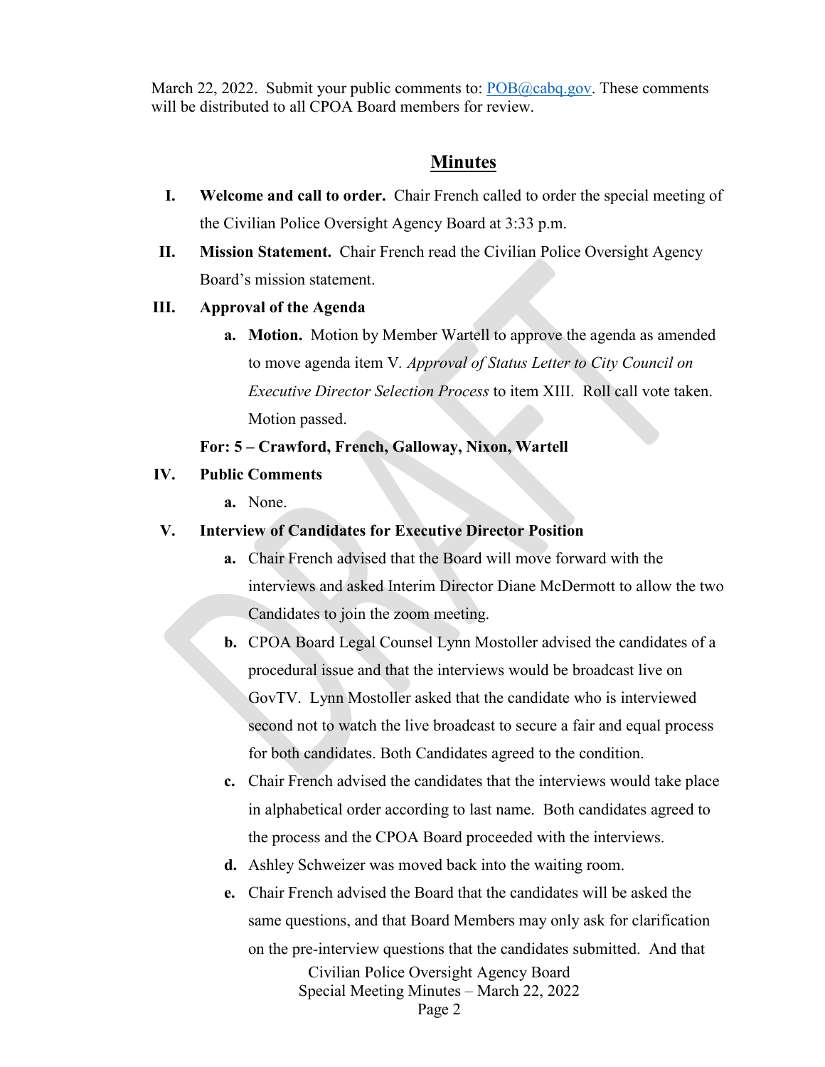March 22, 2022. Submit your public comments to: POB@cabq.gov. These comments will be distributed to all CPOA Board members for review.

## Minutes

**I. Welcome and call to order.** Chair French called to order the special meeting of the Civilian Police Oversight Agency Board at 3:33 p.m.

**II. Mission Statement.** Chair French read the Civilian Police Oversight Agency Board's mission statement.

**III. Approval of the Agenda**

- **a. Motion.** Motion by Member Wartell to approve the agenda as amended to move agenda item V. *Approval of Status Letter to City Council on Executive Director Selection Process* to item XIII. Roll call vote taken. Motion passed.

**For: 5 – Crawford, French, Galloway, Nixon, Wartell**

**IV. Public Comments**

- **a.** None.

**V. Interview of Candidates for Executive Director Position**

- **a.** Chair French advised that the Board will move forward with the interviews and asked Interim Director Diane McDermott to allow the two Candidates to join the zoom meeting.
- **b.** CPOA Board Legal Counsel Lynn Mostoller advised the candidates of a procedural issue and that the interviews would be broadcast live on GovTV. Lynn Mostoller asked that the candidate who is interviewed second not to watch the live broadcast to secure a fair and equal process for both candidates. Both Candidates agreed to the condition.
- **c.** Chair French advised the candidates that the interviews would take place in alphabetical order according to last name. Both candidates agreed to the process and the CPOA Board proceeded with the interviews.
- **d.** Ashley Schweizer was moved back into the waiting room.
- **e.** Chair French advised the Board that the candidates will be asked the same questions, and that Board Members may only ask for clarification on the pre-interview questions that the candidates submitted. And that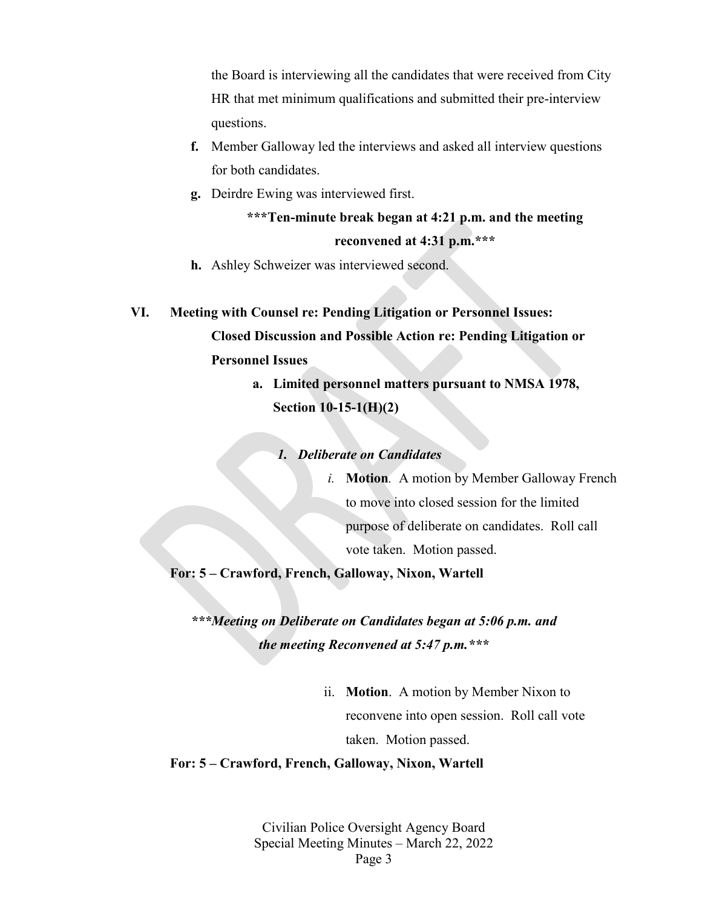the Board is interviewing all the candidates that were received from City HR that met minimum qualifications and submitted their pre-interview questions.

f. Member Galloway led the interviews and asked all interview questions for both candidates.

g. Deirdre Ewing was interviewed first.

**\*\*\*Ten-minute break began at 4:21 p.m. and the meeting reconvened at 4:31 p.m.\*\*\***

h. Ashley Schweizer was interviewed second.

**VI. Meeting with Counsel re: Pending Litigation or Personnel Issues: Closed Discussion and Possible Action re: Pending Litigation or Personnel Issues**

**a. Limited personnel matters pursuant to NMSA 1978, Section 10-15-1(H)(2)**

***1. Deliberate on Candidates***

*i.* **Motion**. A motion by Member Galloway French to move into closed session for the limited purpose of deliberate on candidates. Roll call vote taken. Motion passed.

**For: 5 – Crawford, French, Galloway, Nixon, Wartell**

***\*\*\*Meeting on Deliberate on Candidates began at 5:06 p.m. and the meeting Reconvened at 5:47 p.m.\*\*\****

ii. **Motion**. A motion by Member Nixon to reconvene into open session. Roll call vote taken. Motion passed.

**For: 5 – Crawford, French, Galloway, Nixon, Wartell**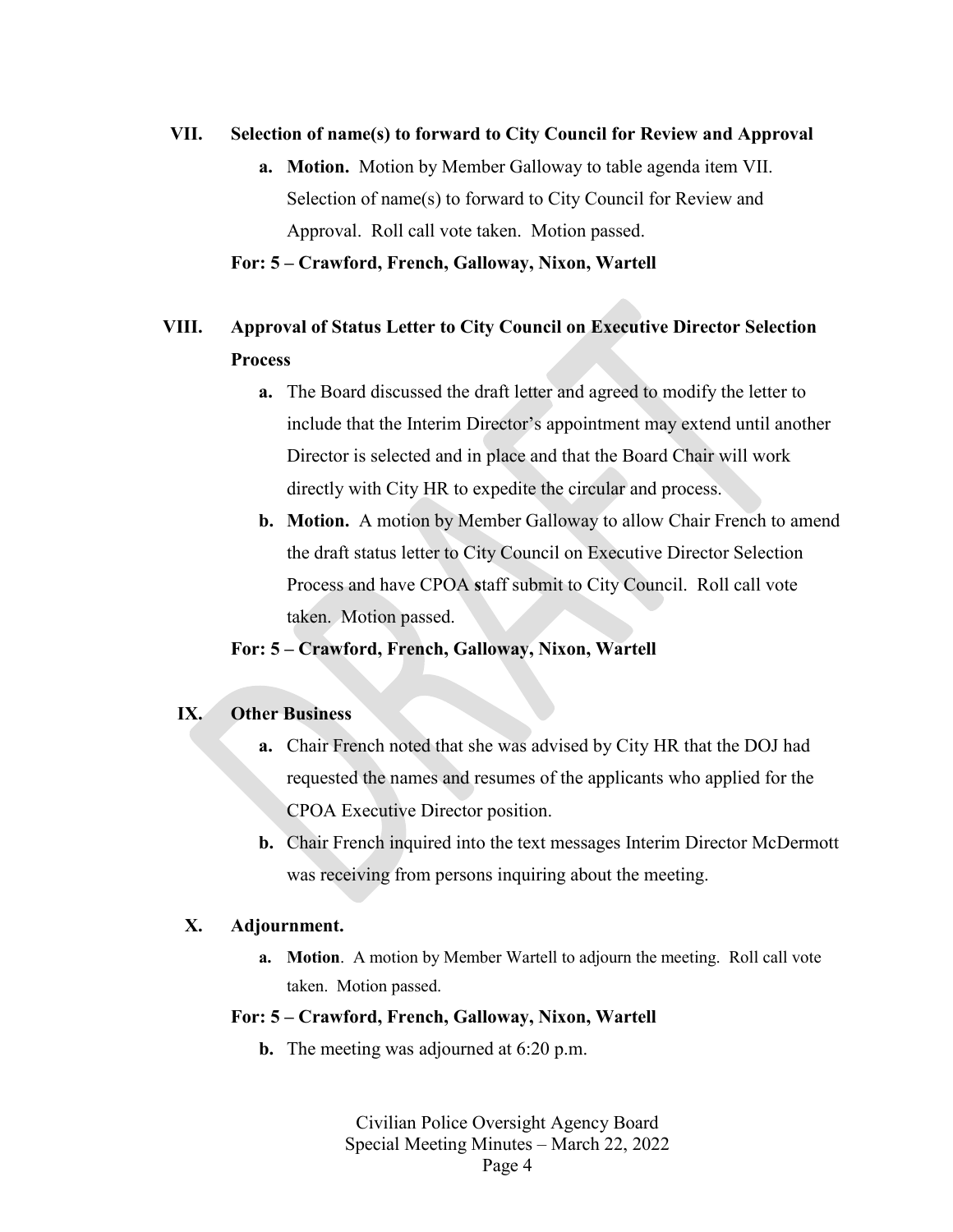VII. **Selection of name(s) to forward to City Council for Review and Approval**

  a. **Motion.** Motion by Member Galloway to table agenda item VII. Selection of name(s) to forward to City Council for Review and Approval. Roll call vote taken. Motion passed.

  **For: 5 – Crawford, French, Galloway, Nixon, Wartell**

VIII. **Approval of Status Letter to City Council on Executive Director Selection Process**

  a. The Board discussed the draft letter and agreed to modify the letter to include that the Interim Director's appointment may extend until another Director is selected and in place and that the Board Chair will work directly with City HR to expedite the circular and process.

  b. **Motion.** A motion by Member Galloway to allow Chair French to amend the draft status letter to City Council on Executive Director Selection Process and have CPOA staff submit to City Council. Roll call vote taken. Motion passed.

  **For: 5 – Crawford, French, Galloway, Nixon, Wartell**

IX. **Other Business**

  a. Chair French noted that she was advised by City HR that the DOJ had requested the names and resumes of the applicants who applied for the CPOA Executive Director position.

  b. Chair French inquired into the text messages Interim Director McDermott was receiving from persons inquiring about the meeting.

X. **Adjournment.**

  a. **Motion**. A motion by Member Wartell to adjourn the meeting. Roll call vote taken. Motion passed.

  **For: 5 – Crawford, French, Galloway, Nixon, Wartell**

  b. The meeting was adjourned at 6:20 p.m.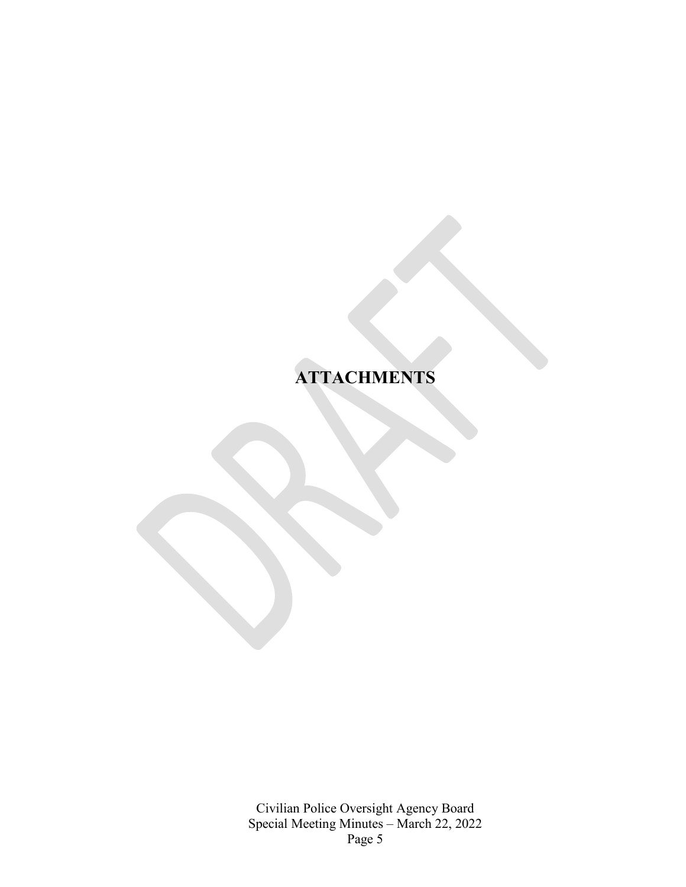# ATTACHMENTS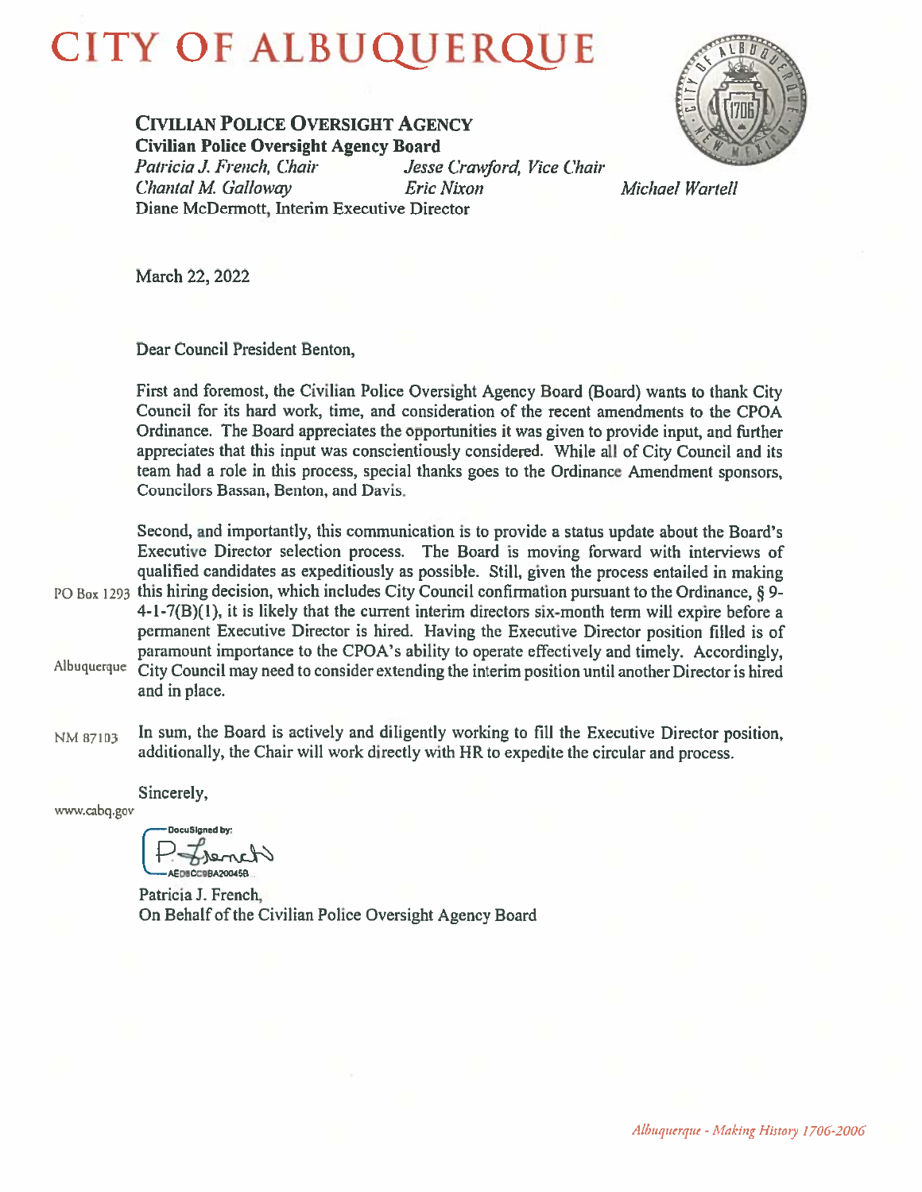# CITY OF ALBUQUERQUE

**CIVILIAN POLICE OVERSIGHT AGENCY**
**Civilian Police Oversight Agency Board**
*Patricia J. French, Chair* *Jesse Crawford, Vice Chair*
*Chantal M. Galloway* *Eric Nixon* *Michael Wartell*
Diane McDermott, Interim Executive Director

March 22, 2022

Dear Council President Benton,

First and foremost, the Civilian Police Oversight Agency Board (Board) wants to thank City Council for its hard work, time, and consideration of the recent amendments to the CPOA Ordinance. The Board appreciates the opportunities it was given to provide input, and further appreciates that this input was conscientiously considered. While all of City Council and its team had a role in this process, special thanks goes to the Ordinance Amendment sponsors, Councilors Bassan, Benton, and Davis.

Second, and importantly, this communication is to provide a status update about the Board's Executive Director selection process. The Board is moving forward with interviews of qualified candidates as expeditiously as possible. Still, given the process entailed in making this hiring decision, which includes City Council confirmation pursuant to the Ordinance, § 9-4-1-7(B)(1), it is likely that the current interim directors six-month term will expire before a permanent Executive Director is hired. Having the Executive Director position filled is of paramount importance to the CPOA's ability to operate effectively and timely. Accordingly, City Council may need to consider extending the interim position until another Director is hired and in place.

In sum, the Board is actively and diligently working to fill the Executive Director position, additionally, the Chair will work directly with HR to expedite the circular and process.

Sincerely,

DocuSigned by:
P. French
AED8CC9BA20045B

Patricia J. French,
On Behalf of the Civilian Police Oversight Agency Board

PO Box 1293
Albuquerque
NM 87103
www.cabq.gov